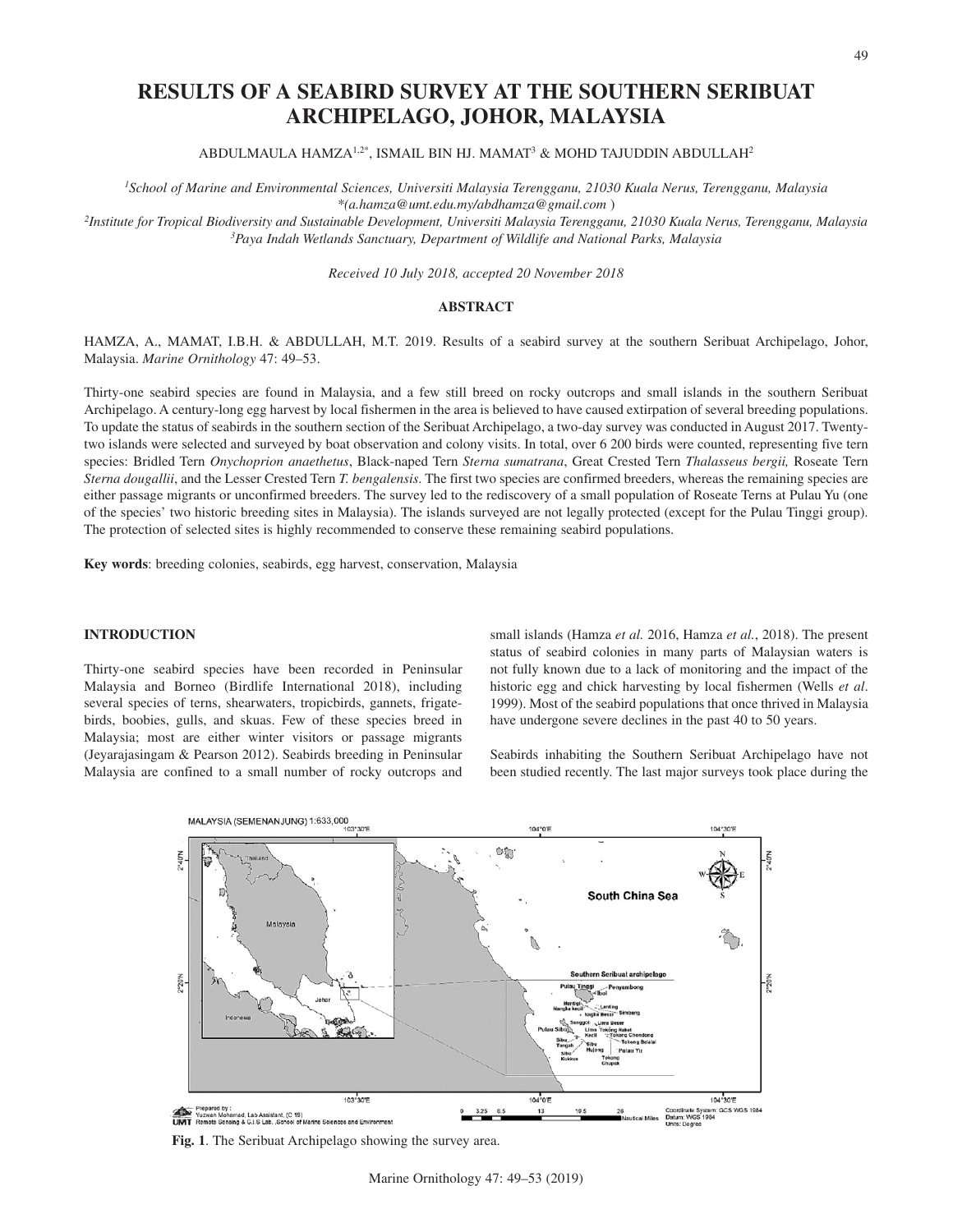# RESULTS OF A SEABIRD SURVEY AT THE SOUTHERN SERIBUAT ARCHIPELAGO, JOHOR, MALAYSIA

ABDULMAULA HAMZA[1,2*], ISMAIL BIN HJ. MAMAT[3] & MOHD TAJUDDIN ABDULLAH[2]

*[1]School of Marine and Environmental Sciences, Universiti Malaysia Terengganu, 21030 Kuala Nerus, Terengganu, Malaysia*
*\*(a.hamza@umt.edu.my/abdhamza@gmail.com )*
*[2]Institute for Tropical Biodiversity and Sustainable Development, Universiti Malaysia Terengganu, 21030 Kuala Nerus, Terengganu, Malaysia*
*[3]Paya Indah Wetlands Sanctuary, Department of Wildlife and National Parks, Malaysia*

*Received 10 July 2018, accepted 20 November 2018*

## ABSTRACT

HAMZA, A., MAMAT, I.B.H. & ABDULLAH, M.T. 2019. Results of a seabird survey at the southern Seribuat Archipelago, Johor, Malaysia. *Marine Ornithology* 47: 49–53.

Thirty-one seabird species are found in Malaysia, and a few still breed on rocky outcrops and small islands in the southern Seribuat Archipelago. A century-long egg harvest by local fishermen in the area is believed to have caused extirpation of several breeding populations. To update the status of seabirds in the southern section of the Seribuat Archipelago, a two-day survey was conducted in August 2017. Twenty-two islands were selected and surveyed by boat observation and colony visits. In total, over 6 200 birds were counted, representing five tern species: Bridled Tern *Onychoprion anaethetus*, Black-naped Tern *Sterna sumatrana*, Great Crested Tern *Thalasseus bergii,* Roseate Tern *Sterna dougallii*, and the Lesser Crested Tern *T. bengalensis*. The first two species are confirmed breeders, whereas the remaining species are either passage migrants or unconfirmed breeders. The survey led to the rediscovery of a small population of Roseate Terns at Pulau Yu (one of the species' two historic breeding sites in Malaysia). The islands surveyed are not legally protected (except for the Pulau Tinggi group). The protection of selected sites is highly recommended to conserve these remaining seabird populations.

**Key words**: breeding colonies, seabirds, egg harvest, conservation, Malaysia

## INTRODUCTION

Thirty-one seabird species have been recorded in Peninsular Malaysia and Borneo (Birdlife International 2018), including several species of terns, shearwaters, tropicbirds, gannets, frigatebirds, boobies, gulls, and skuas. Few of these species breed in Malaysia; most are either winter visitors or passage migrants (Jeyarajasingam & Pearson 2012). Seabirds breeding in Peninsular Malaysia are confined to a small number of rocky outcrops and small islands (Hamza *et al.* 2016, Hamza *et al.*, 2018). The present status of seabird colonies in many parts of Malaysian waters is not fully known due to a lack of monitoring and the impact of the historic egg and chick harvesting by local fishermen (Wells *et al*. 1999). Most of the seabird populations that once thrived in Malaysia have undergone severe declines in the past 40 to 50 years.

Seabirds inhabiting the Southern Seribuat Archipelago have not been studied recently. The last major surveys took place during the

**Fig. 1**. The Seribuat Archipelago showing the survey area.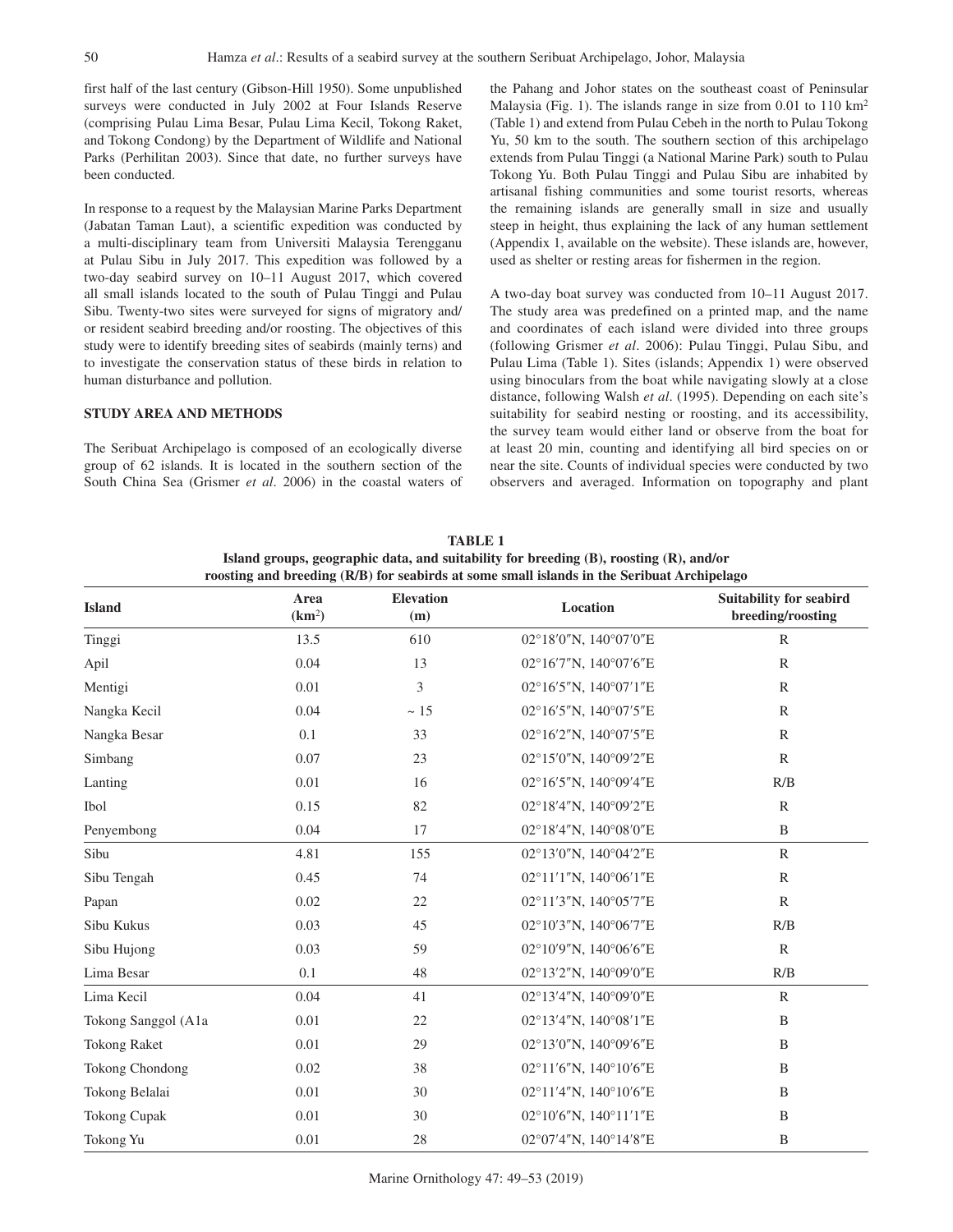first half of the last century (Gibson-Hill 1950). Some unpublished surveys were conducted in July 2002 at Four Islands Reserve (comprising Pulau Lima Besar, Pulau Lima Kecil, Tokong Raket, and Tokong Condong) by the Department of Wildlife and National Parks (Perhilitan 2003). Since that date, no further surveys have been conducted.

In response to a request by the Malaysian Marine Parks Department (Jabatan Taman Laut), a scientific expedition was conducted by a multi-disciplinary team from Universiti Malaysia Terengganu at Pulau Sibu in July 2017. This expedition was followed by a two-day seabird survey on 10–11 August 2017, which covered all small islands located to the south of Pulau Tinggi and Pulau Sibu. Twenty-two sites were surveyed for signs of migratory and/or resident seabird breeding and/or roosting. The objectives of this study were to identify breeding sites of seabirds (mainly terns) and to investigate the conservation status of these birds in relation to human disturbance and pollution.

## STUDY AREA AND METHODS

The Seribuat Archipelago is composed of an ecologically diverse group of 62 islands. It is located in the southern section of the South China Sea (Grismer *et al*. 2006) in the coastal waters of the Pahang and Johor states on the southeast coast of Peninsular Malaysia (Fig. 1). The islands range in size from 0.01 to 110 km$^2$ (Table 1) and extend from Pulau Cebeh in the north to Pulau Tokong Yu, 50 km to the south. The southern section of this archipelago extends from Pulau Tinggi (a National Marine Park) south to Pulau Tokong Yu. Both Pulau Tinggi and Pulau Sibu are inhabited by artisanal fishing communities and some tourist resorts, whereas the remaining islands are generally small in size and usually steep in height, thus explaining the lack of any human settlement (Appendix 1, available on the website). These islands are, however, used as shelter or resting areas for fishermen in the region.

A two-day boat survey was conducted from 10–11 August 2017. The study area was predefined on a printed map, and the name and coordinates of each island were divided into three groups (following Grismer *et al*. 2006): Pulau Tinggi, Pulau Sibu, and Pulau Lima (Table 1). Sites (islands; Appendix 1) were observed using binoculars from the boat while navigating slowly at a close distance, following Walsh *et al*. (1995). Depending on each site's suitability for seabird nesting or roosting, and its accessibility, the survey team would either land or observe from the boat for at least 20 min, counting and identifying all bird species on or near the site. Counts of individual species were conducted by two observers and averaged. Information on topography and plant

**TABLE 1**
**Island groups, geographic data, and suitability for breeding (B), roosting (R), and/or roosting and breeding (R/B) for seabirds at some small islands in the Seribuat Archipelago**

| Island | Area (km$^2$) | Elevation (m) | Location | Suitability for seabird breeding/roosting |
|---|---|---|---|---|
| Tinggi | 13.5 | 610 | 02°18′0″N, 140°07′0″E | R |
| Apil | 0.04 | 13 | 02°16′7″N, 140°07′6″E | R |
| Mentigi | 0.01 | 3 | 02°16′5″N, 140°07′1″E | R |
| Nangka Kecil | 0.04 | ~ 15 | 02°16′5″N, 140°07′5″E | R |
| Nangka Besar | 0.1 | 33 | 02°16′2″N, 140°07′5″E | R |
| Simbang | 0.07 | 23 | 02°15′0″N, 140°09′2″E | R |
| Lanting | 0.01 | 16 | 02°16′5″N, 140°09′4″E | R/B |
| Ibol | 0.15 | 82 | 02°18′4″N, 140°09′2″E | R |
| Penyembong | 0.04 | 17 | 02°18′4″N, 140°08′0″E | B |
| Sibu | 4.81 | 155 | 02°13′0″N, 140°04′2″E | R |
| Sibu Tengah | 0.45 | 74 | 02°11′1″N, 140°06′1″E | R |
| Papan | 0.02 | 22 | 02°11′3″N, 140°05′7″E | R |
| Sibu Kukus | 0.03 | 45 | 02°10′3″N, 140°06′7″E | R/B |
| Sibu Hujong | 0.03 | 59 | 02°10′9″N, 140°06′6″E | R |
| Lima Besar | 0.1 | 48 | 02°13′2″N, 140°09′0″E | R/B |
| Lima Kecil | 0.04 | 41 | 02°13′4″N, 140°09′0″E | R |
| Tokong Sanggol (A1a | 0.01 | 22 | 02°13′4″N, 140°08′1″E | B |
| Tokong Raket | 0.01 | 29 | 02°13′0″N, 140°09′6″E | B |
| Tokong Chondong | 0.02 | 38 | 02°11′6″N, 140°10′6″E | B |
| Tokong Belalai | 0.01 | 30 | 02°11′4″N, 140°10′6″E | B |
| Tokong Cupak | 0.01 | 30 | 02°10′6″N, 140°11′1″E | B |
| Tokong Yu | 0.01 | 28 | 02°07′4″N, 140°14′8″E | B |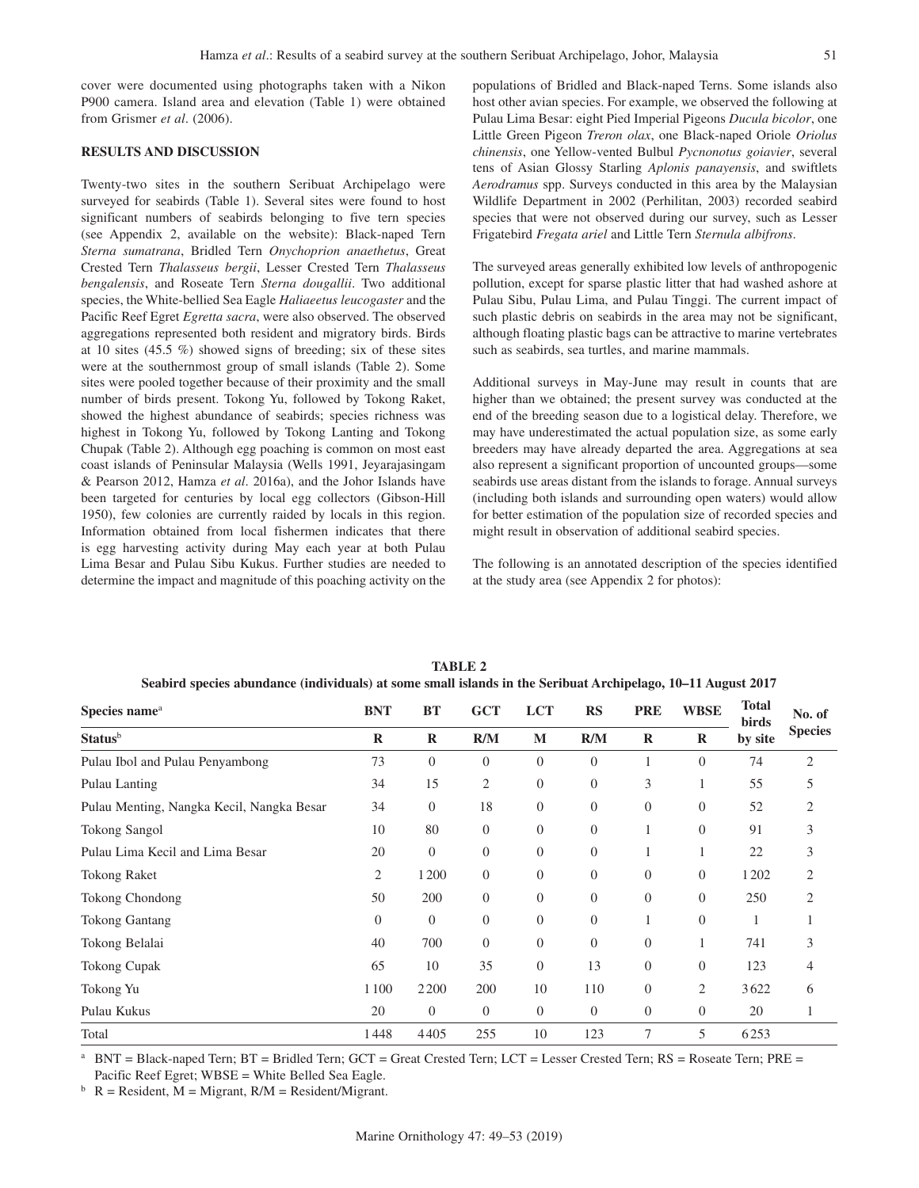cover were documented using photographs taken with a Nikon P900 camera. Island area and elevation (Table 1) were obtained from Grismer *et al*. (2006).

## RESULTS AND DISCUSSION

Twenty-two sites in the southern Seribuat Archipelago were surveyed for seabirds (Table 1). Several sites were found to host significant numbers of seabirds belonging to five tern species (see Appendix 2, available on the website): Black-naped Tern *Sterna sumatrana*, Bridled Tern *Onychoprion anaethetus*, Great Crested Tern *Thalasseus bergii*, Lesser Crested Tern *Thalasseus bengalensis*, and Roseate Tern *Sterna dougallii*. Two additional species, the White-bellied Sea Eagle *Haliaeetus leucogaster* and the Pacific Reef Egret *Egretta sacra*, were also observed. The observed aggregations represented both resident and migratory birds. Birds at 10 sites (45.5 %) showed signs of breeding; six of these sites were at the southernmost group of small islands (Table 2). Some sites were pooled together because of their proximity and the small number of birds present. Tokong Yu, followed by Tokong Raket, showed the highest abundance of seabirds; species richness was highest in Tokong Yu, followed by Tokong Lanting and Tokong Chupak (Table 2). Although egg poaching is common on most east coast islands of Peninsular Malaysia (Wells 1991, Jeyarajasingam & Pearson 2012, Hamza *et al*. 2016a), and the Johor Islands have been targeted for centuries by local egg collectors (Gibson-Hill 1950), few colonies are currently raided by locals in this region. Information obtained from local fishermen indicates that there is egg harvesting activity during May each year at both Pulau Lima Besar and Pulau Sibu Kukus. Further studies are needed to determine the impact and magnitude of this poaching activity on the populations of Bridled and Black-naped Terns. Some islands also host other avian species. For example, we observed the following at Pulau Lima Besar: eight Pied Imperial Pigeons *Ducula bicolor*, one Little Green Pigeon *Treron olax*, one Black-naped Oriole *Oriolus chinensis*, one Yellow-vented Bulbul *Pycnonotus goiavier*, several tens of Asian Glossy Starling *Aplonis panayensis*, and swiftlets *Aerodramus* spp. Surveys conducted in this area by the Malaysian Wildlife Department in 2002 (Perhilitan, 2003) recorded seabird species that were not observed during our survey, such as Lesser Frigatebird *Fregata ariel* and Little Tern *Sternula albifrons*.

The surveyed areas generally exhibited low levels of anthropogenic pollution, except for sparse plastic litter that had washed ashore at Pulau Sibu, Pulau Lima, and Pulau Tinggi. The current impact of such plastic debris on seabirds in the area may not be significant, although floating plastic bags can be attractive to marine vertebrates such as seabirds, sea turtles, and marine mammals.

Additional surveys in May-June may result in counts that are higher than we obtained; the present survey was conducted at the end of the breeding season due to a logistical delay. Therefore, we may have underestimated the actual population size, as some early breeders may have already departed the area. Aggregations at sea also represent a significant proportion of uncounted groups—some seabirds use areas distant from the islands to forage. Annual surveys (including both islands and surrounding open waters) would allow for better estimation of the population size of recorded species and might result in observation of additional seabird species.

The following is an annotated description of the species identified at the study area (see Appendix 2 for photos):

**TABLE 2**
**Seabird species abundance (individuals) at some small islands in the Seribuat Archipelago, 10–11 August 2017**

| Species name[a] | BNT | BT | GCT | LCT | RS | PRE | WBSE | Total birds by site | No. of Species |
|---|---|---|---|---|---|---|---|---|---|
| **Status**[b] | **R** | **R** | **R/M** | **M** | **R/M** | **R** | **R** | | |
| Pulau Ibol and Pulau Penyambong | 73 | 0 | 0 | 0 | 0 | 1 | 0 | 74 | 2 |
| Pulau Lanting | 34 | 15 | 2 | 0 | 0 | 3 | 1 | 55 | 5 |
| Pulau Menting, Nangka Kecil, Nangka Besar | 34 | 0 | 18 | 0 | 0 | 0 | 0 | 52 | 2 |
| Tokong Sangol | 10 | 80 | 0 | 0 | 0 | 1 | 0 | 91 | 3 |
| Pulau Lima Kecil and Lima Besar | 20 | 0 | 0 | 0 | 0 | 1 | 1 | 22 | 3 |
| Tokong Raket | 2 | 1 200 | 0 | 0 | 0 | 0 | 0 | 1 202 | 2 |
| Tokong Chondong | 50 | 200 | 0 | 0 | 0 | 0 | 0 | 250 | 2 |
| Tokong Gantang | 0 | 0 | 0 | 0 | 0 | 1 | 0 | 1 | 1 |
| Tokong Belalai | 40 | 700 | 0 | 0 | 0 | 0 | 1 | 741 | 3 |
| Tokong Cupak | 65 | 10 | 35 | 0 | 13 | 0 | 0 | 123 | 4 |
| Tokong Yu | 1 100 | 2 200 | 200 | 10 | 110 | 0 | 2 | 3 622 | 6 |
| Pulau Kukus | 20 | 0 | 0 | 0 | 0 | 0 | 0 | 20 | 1 |
| Total | 1 448 | 4 405 | 255 | 10 | 123 | 7 | 5 | 6 253 | |

[a] BNT = Black-naped Tern; BT = Bridled Tern; GCT = Great Crested Tern; LCT = Lesser Crested Tern; RS = Roseate Tern; PRE = Pacific Reef Egret; WBSE = White Belled Sea Eagle.

[b] R = Resident, M = Migrant, R/M = Resident/Migrant.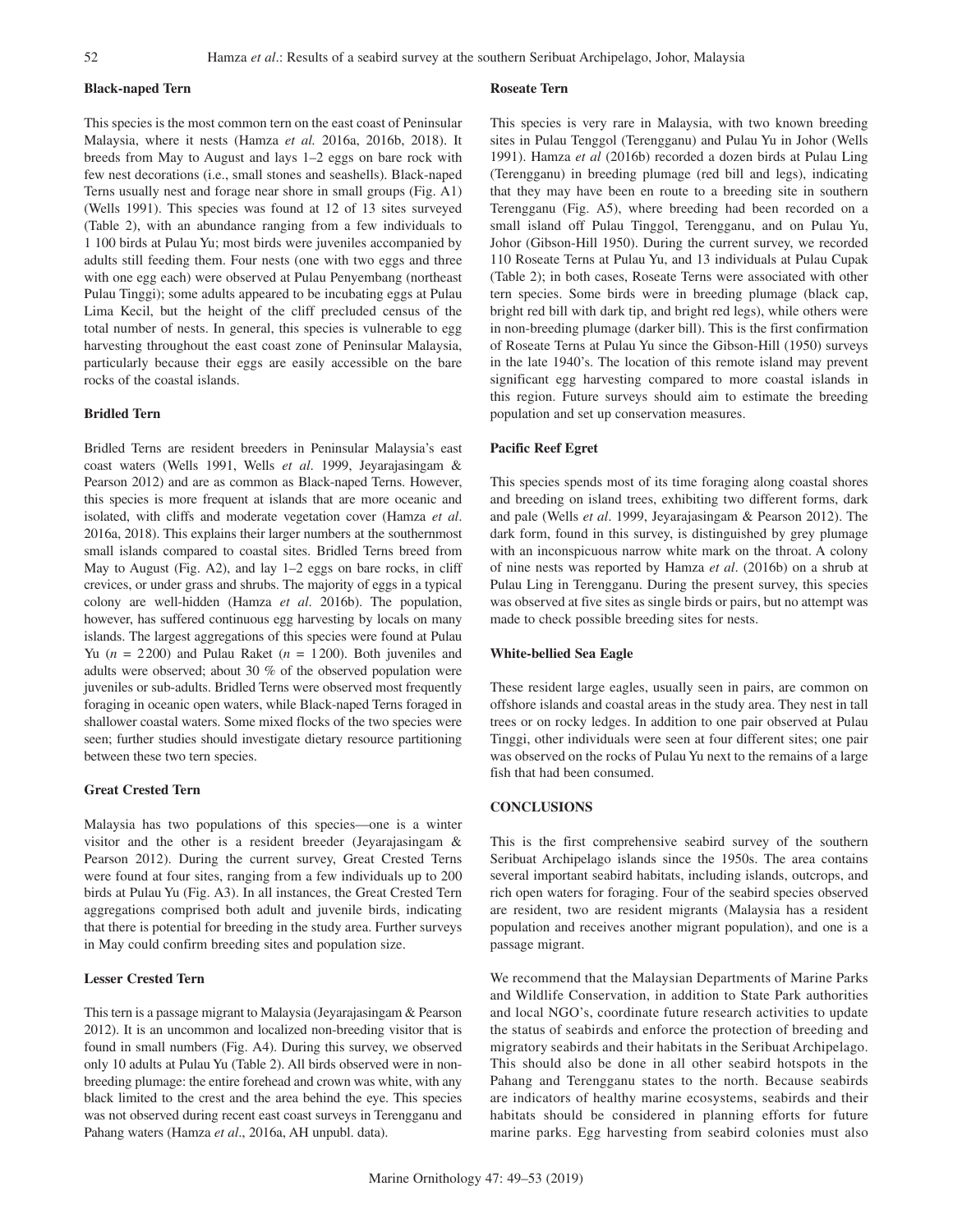### Black-naped Tern

This species is the most common tern on the east coast of Peninsular Malaysia, where it nests (Hamza *et al.* 2016a, 2016b, 2018). It breeds from May to August and lays 1–2 eggs on bare rock with few nest decorations (i.e., small stones and seashells). Black-naped Terns usually nest and forage near shore in small groups (Fig. A1) (Wells 1991). This species was found at 12 of 13 sites surveyed (Table 2), with an abundance ranging from a few individuals to 1 100 birds at Pulau Yu; most birds were juveniles accompanied by adults still feeding them. Four nests (one with two eggs and three with one egg each) were observed at Pulau Penyembang (northeast Pulau Tinggi); some adults appeared to be incubating eggs at Pulau Lima Kecil, but the height of the cliff precluded census of the total number of nests. In general, this species is vulnerable to egg harvesting throughout the east coast zone of Peninsular Malaysia, particularly because their eggs are easily accessible on the bare rocks of the coastal islands.

### Bridled Tern

Bridled Terns are resident breeders in Peninsular Malaysia's east coast waters (Wells 1991, Wells *et al*. 1999, Jeyarajasingam & Pearson 2012) and are as common as Black-naped Terns. However, this species is more frequent at islands that are more oceanic and isolated, with cliffs and moderate vegetation cover (Hamza *et al*. 2016a, 2018). This explains their larger numbers at the southernmost small islands compared to coastal sites. Bridled Terns breed from May to August (Fig. A2), and lay 1–2 eggs on bare rocks, in cliff crevices, or under grass and shrubs. The majority of eggs in a typical colony are well-hidden (Hamza *et al*. 2016b). The population, however, has suffered continuous egg harvesting by locals on many islands. The largest aggregations of this species were found at Pulau Yu ($n$ = 2200) and Pulau Raket ($n$ = 1200). Both juveniles and adults were observed; about 30 % of the observed population were juveniles or sub-adults. Bridled Terns were observed most frequently foraging in oceanic open waters, while Black-naped Terns foraged in shallower coastal waters. Some mixed flocks of the two species were seen; further studies should investigate dietary resource partitioning between these two tern species.

### Great Crested Tern

Malaysia has two populations of this species—one is a winter visitor and the other is a resident breeder (Jeyarajasingam & Pearson 2012). During the current survey, Great Crested Terns were found at four sites, ranging from a few individuals up to 200 birds at Pulau Yu (Fig. A3). In all instances, the Great Crested Tern aggregations comprised both adult and juvenile birds, indicating that there is potential for breeding in the study area. Further surveys in May could confirm breeding sites and population size.

### Lesser Crested Tern

This tern is a passage migrant to Malaysia (Jeyarajasingam & Pearson 2012). It is an uncommon and localized non-breeding visitor that is found in small numbers (Fig. A4). During this survey, we observed only 10 adults at Pulau Yu (Table 2). All birds observed were in non-breeding plumage: the entire forehead and crown was white, with any black limited to the crest and the area behind the eye. This species was not observed during recent east coast surveys in Terengganu and Pahang waters (Hamza *et al*., 2016a, AH unpubl. data).

### Roseate Tern

This species is very rare in Malaysia, with two known breeding sites in Pulau Tenggol (Terengganu) and Pulau Yu in Johor (Wells 1991). Hamza *et al* (2016b) recorded a dozen birds at Pulau Ling (Terengganu) in breeding plumage (red bill and legs), indicating that they may have been en route to a breeding site in southern Terengganu (Fig. A5), where breeding had been recorded on a small island off Pulau Tinggol, Terengganu, and on Pulau Yu, Johor (Gibson-Hill 1950). During the current survey, we recorded 110 Roseate Terns at Pulau Yu, and 13 individuals at Pulau Cupak (Table 2); in both cases, Roseate Terns were associated with other tern species. Some birds were in breeding plumage (black cap, bright red bill with dark tip, and bright red legs), while others were in non-breeding plumage (darker bill). This is the first confirmation of Roseate Terns at Pulau Yu since the Gibson-Hill (1950) surveys in the late 1940's. The location of this remote island may prevent significant egg harvesting compared to more coastal islands in this region. Future surveys should aim to estimate the breeding population and set up conservation measures.

### Pacific Reef Egret

This species spends most of its time foraging along coastal shores and breeding on island trees, exhibiting two different forms, dark and pale (Wells *et al*. 1999, Jeyarajasingam & Pearson 2012). The dark form, found in this survey, is distinguished by grey plumage with an inconspicuous narrow white mark on the throat. A colony of nine nests was reported by Hamza *et al*. (2016b) on a shrub at Pulau Ling in Terengganu. During the present survey, this species was observed at five sites as single birds or pairs, but no attempt was made to check possible breeding sites for nests.

### White-bellied Sea Eagle

These resident large eagles, usually seen in pairs, are common on offshore islands and coastal areas in the study area. They nest in tall trees or on rocky ledges. In addition to one pair observed at Pulau Tinggi, other individuals were seen at four different sites; one pair was observed on the rocks of Pulau Yu next to the remains of a large fish that had been consumed.

## CONCLUSIONS

This is the first comprehensive seabird survey of the southern Seribuat Archipelago islands since the 1950s. The area contains several important seabird habitats, including islands, outcrops, and rich open waters for foraging. Four of the seabird species observed are resident, two are resident migrants (Malaysia has a resident population and receives another migrant population), and one is a passage migrant.

We recommend that the Malaysian Departments of Marine Parks and Wildlife Conservation, in addition to State Park authorities and local NGO's, coordinate future research activities to update the status of seabirds and enforce the protection of breeding and migratory seabirds and their habitats in the Seribuat Archipelago. This should also be done in all other seabird hotspots in the Pahang and Terengganu states to the north. Because seabirds are indicators of healthy marine ecosystems, seabirds and their habitats should be considered in planning efforts for future marine parks. Egg harvesting from seabird colonies must also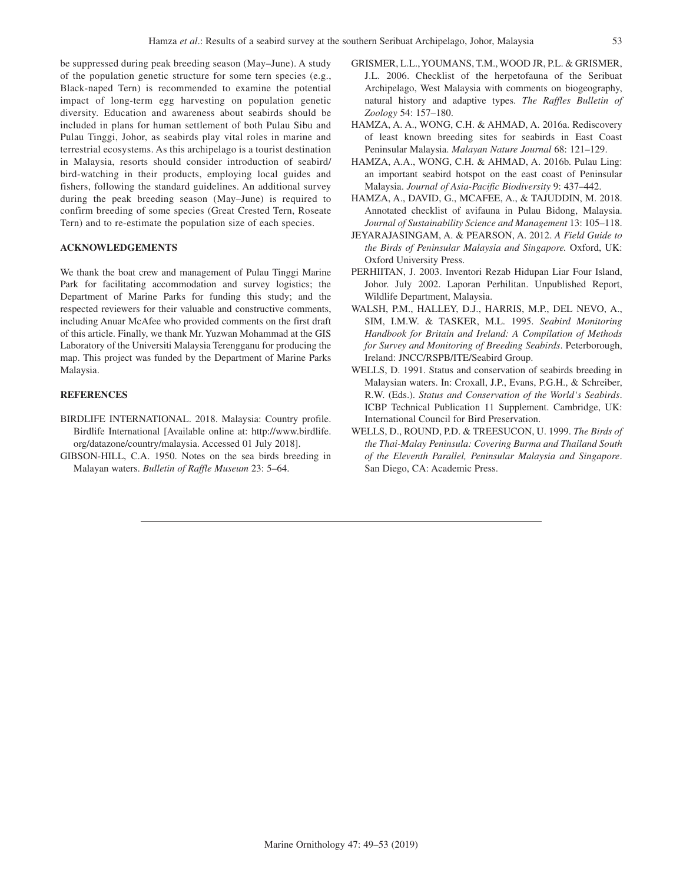be suppressed during peak breeding season (May–June). A study of the population genetic structure for some tern species (e.g., Black-naped Tern) is recommended to examine the potential impact of long-term egg harvesting on population genetic diversity. Education and awareness about seabirds should be included in plans for human settlement of both Pulau Sibu and Pulau Tinggi, Johor, as seabirds play vital roles in marine and terrestrial ecosystems. As this archipelago is a tourist destination in Malaysia, resorts should consider introduction of seabird/bird-watching in their products, employing local guides and fishers, following the standard guidelines. An additional survey during the peak breeding season (May–June) is required to confirm breeding of some species (Great Crested Tern, Roseate Tern) and to re-estimate the population size of each species.

## ACKNOWLEDGEMENTS

We thank the boat crew and management of Pulau Tinggi Marine Park for facilitating accommodation and survey logistics; the Department of Marine Parks for funding this study; and the respected reviewers for their valuable and constructive comments, including Anuar McAfee who provided comments on the first draft of this article. Finally, we thank Mr. Yuzwan Mohammad at the GIS Laboratory of the Universiti Malaysia Terengganu for producing the map. This project was funded by the Department of Marine Parks Malaysia.

## REFERENCES

BIRDLIFE INTERNATIONAL. 2018. Malaysia: Country profile. Birdlife International [Available online at: http://www.birdlife.org/datazone/country/malaysia. Accessed 01 July 2018].

GIBSON-HILL, C.A. 1950. Notes on the sea birds breeding in Malayan waters. *Bulletin of Raffle Museum* 23: 5–64.

GRISMER, L.L., YOUMANS, T.M., WOOD JR, P.L. & GRISMER, J.L. 2006. Checklist of the herpetofauna of the Seribuat Archipelago, West Malaysia with comments on biogeography, natural history and adaptive types. *The Raffles Bulletin of Zoology* 54: 157–180.

HAMZA, A. A., WONG, C.H. & AHMAD, A. 2016a. Rediscovery of least known breeding sites for seabirds in East Coast Peninsular Malaysia. *Malayan Nature Journal* 68: 121–129.

HAMZA, A.A., WONG, C.H. & AHMAD, A. 2016b. Pulau Ling: an important seabird hotspot on the east coast of Peninsular Malaysia. *Journal of Asia-Pacific Biodiversity* 9: 437–442.

HAMZA, A., DAVID, G., MCAFEE, A., & TAJUDDIN, M. 2018. Annotated checklist of avifauna in Pulau Bidong, Malaysia. *Journal of Sustainability Science and Management* 13: 105–118.

JEYARAJASINGAM, A. & PEARSON, A. 2012. *A Field Guide to the Birds of Peninsular Malaysia and Singapore.* Oxford, UK: Oxford University Press.

PERHIITAN, J. 2003. Inventori Rezab Hidupan Liar Four Island, Johor. July 2002. Laporan Perhilitan. Unpublished Report, Wildlife Department, Malaysia.

WALSH, P.M., HALLEY, D.J., HARRIS, M.P., DEL NEVO, A., SIM, I.M.W. & TASKER, M.L. 1995. *Seabird Monitoring Handbook for Britain and Ireland: A Compilation of Methods for Survey and Monitoring of Breeding Seabirds*. Peterborough, Ireland: JNCC/RSPB/ITE/Seabird Group.

WELLS, D. 1991. Status and conservation of seabirds breeding in Malaysian waters. In: Croxall, J.P., Evans, P.G.H., & Schreiber, R.W. (Eds.). *Status and Conservation of the World's Seabirds*. ICBP Technical Publication 11 Supplement. Cambridge, UK: International Council for Bird Preservation.

WELLS, D., ROUND, P.D. & TREESUCON, U. 1999. *The Birds of the Thai-Malay Peninsula: Covering Burma and Thailand South of the Eleventh Parallel, Peninsular Malaysia and Singapore*. San Diego, CA: Academic Press.